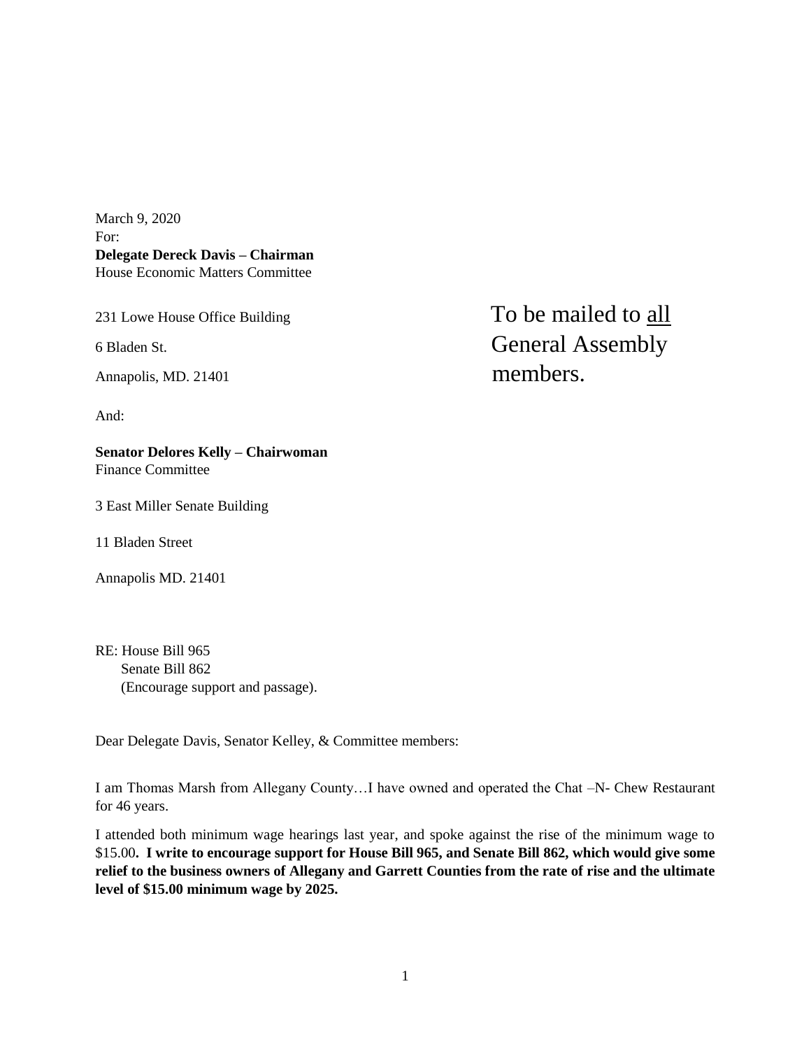March 9, 2020
For:
**Delegate Dereck Davis – Chairman**
House Economic Matters Committee

231 Lowe House Office Building

6 Bladen St.

Annapolis, MD. 21401

To be mailed to <u>all</u> General Assembly members.

And:

**Senator Delores Kelly – Chairwoman**
Finance Committee

3 East Miller Senate Building

11 Bladen Street

Annapolis MD. 21401

RE: House Bill 965
Senate Bill 862
(Encourage support and passage).

Dear Delegate Davis, Senator Kelley, & Committee members:

I am Thomas Marsh from Allegany County…I have owned and operated the Chat –N- Chew Restaurant for 46 years.

I attended both minimum wage hearings last year, and spoke against the rise of the minimum wage to $15.00**. I write to encourage support for House Bill 965, and Senate Bill 862, which would give some relief to the business owners of Allegany and Garrett Counties from the rate of rise and the ultimate level of $15.00 minimum wage by 2025.**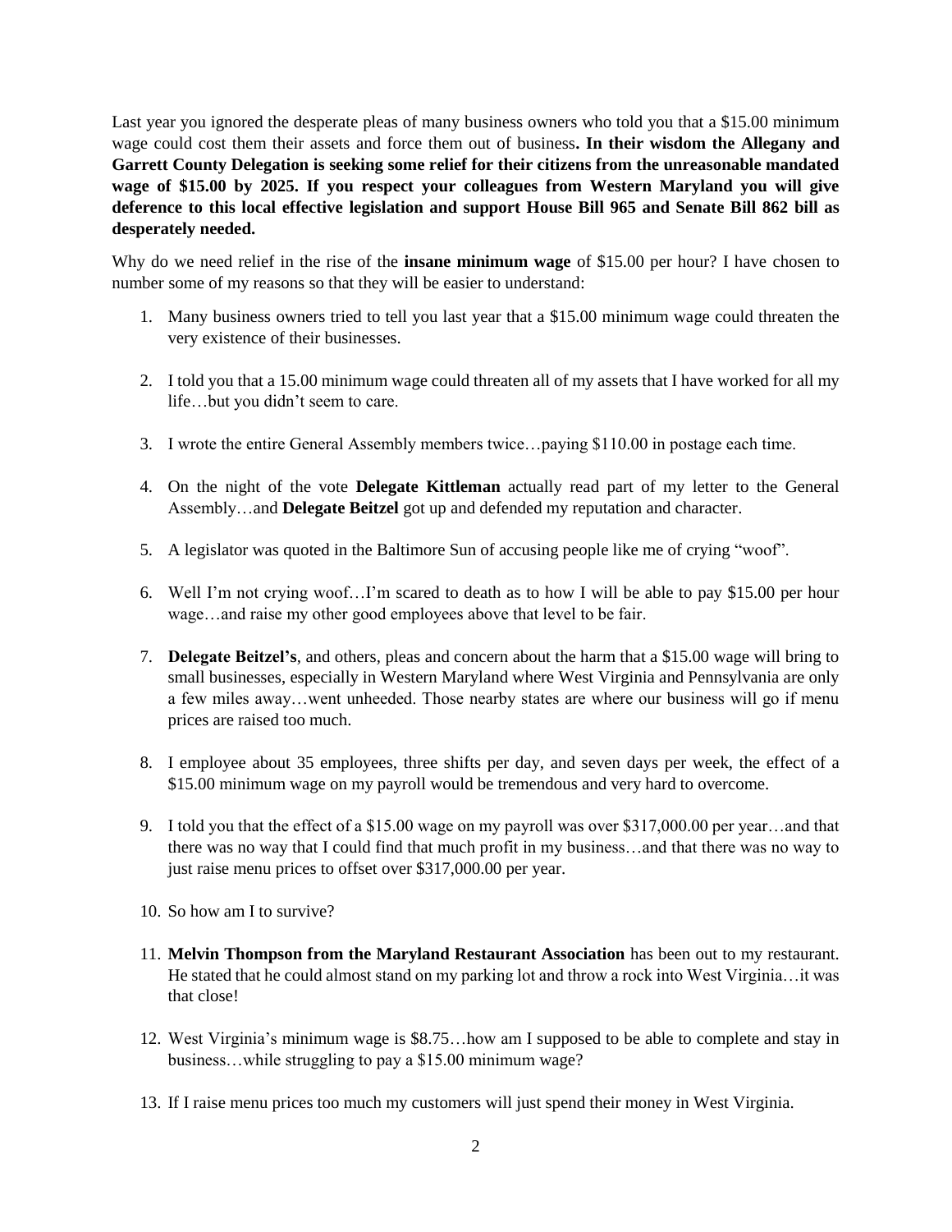Last year you ignored the desperate pleas of many business owners who told you that a $15.00 minimum wage could cost them their assets and force them out of business**. In their wisdom the Allegany and Garrett County Delegation is seeking some relief for their citizens from the unreasonable mandated wage of $15.00 by 2025. If you respect your colleagues from Western Maryland you will give deference to this local effective legislation and support House Bill 965 and Senate Bill 862 bill as desperately needed.**

Why do we need relief in the rise of the **insane minimum wage** of $15.00 per hour? I have chosen to number some of my reasons so that they will be easier to understand:

1. Many business owners tried to tell you last year that a $15.00 minimum wage could threaten the very existence of their businesses.

2. I told you that a 15.00 minimum wage could threaten all of my assets that I have worked for all my life…but you didn't seem to care.

3. I wrote the entire General Assembly members twice…paying $110.00 in postage each time.

4. On the night of the vote **Delegate Kittleman** actually read part of my letter to the General Assembly…and **Delegate Beitzel** got up and defended my reputation and character.

5. A legislator was quoted in the Baltimore Sun of accusing people like me of crying "woof".

6. Well I'm not crying woof…I'm scared to death as to how I will be able to pay $15.00 per hour wage…and raise my other good employees above that level to be fair.

7. **Delegate Beitzel's**, and others, pleas and concern about the harm that a $15.00 wage will bring to small businesses, especially in Western Maryland where West Virginia and Pennsylvania are only a few miles away…went unheeded. Those nearby states are where our business will go if menu prices are raised too much.

8. I employee about 35 employees, three shifts per day, and seven days per week, the effect of a $15.00 minimum wage on my payroll would be tremendous and very hard to overcome.

9. I told you that the effect of a $15.00 wage on my payroll was over $317,000.00 per year…and that there was no way that I could find that much profit in my business…and that there was no way to just raise menu prices to offset over $317,000.00 per year.

10. So how am I to survive?

11. **Melvin Thompson from the Maryland Restaurant Association** has been out to my restaurant. He stated that he could almost stand on my parking lot and throw a rock into West Virginia…it was that close!

12. West Virginia's minimum wage is $8.75…how am I supposed to be able to complete and stay in business…while struggling to pay a $15.00 minimum wage?

13. If I raise menu prices too much my customers will just spend their money in West Virginia.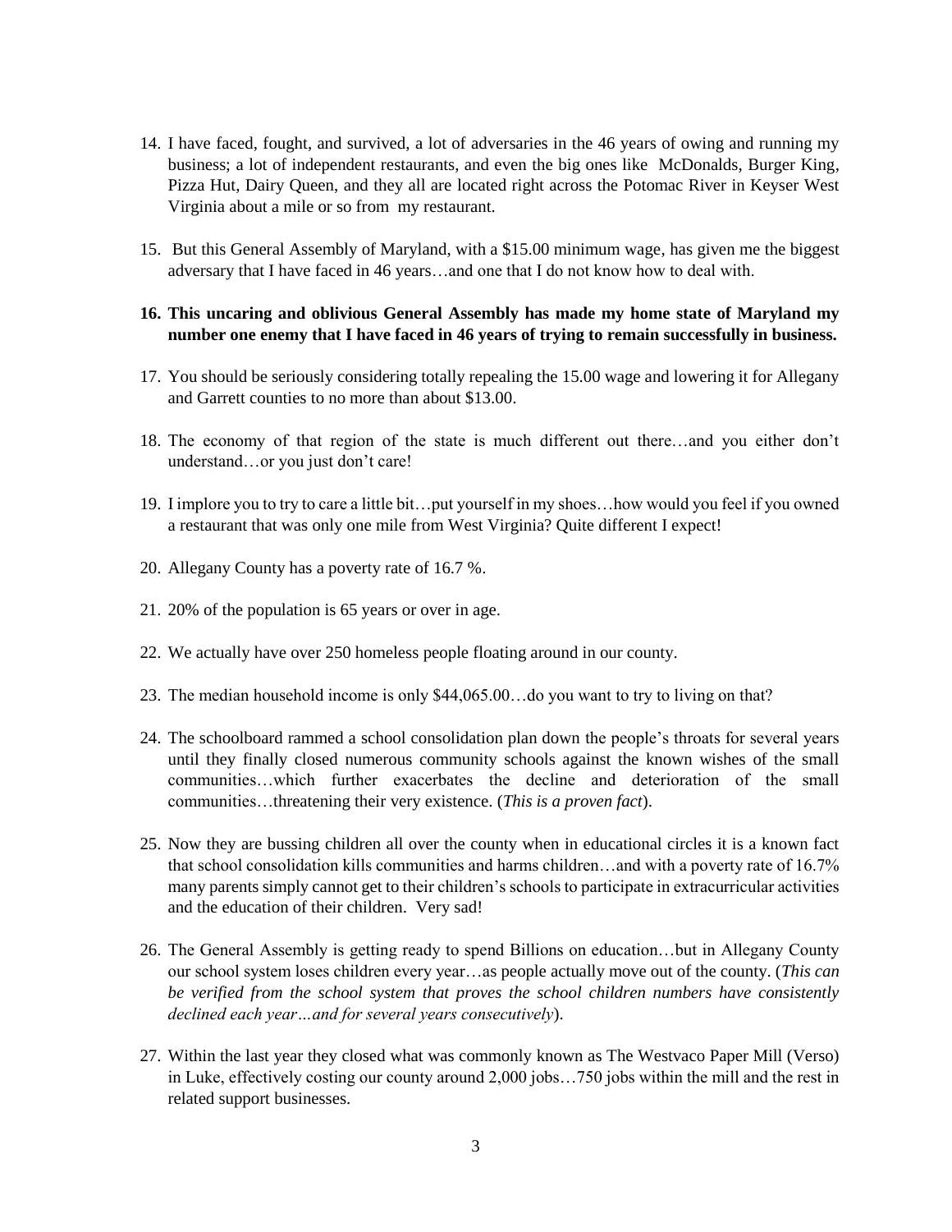14. I have faced, fought, and survived, a lot of adversaries in the 46 years of owing and running my business; a lot of independent restaurants, and even the big ones like McDonalds, Burger King, Pizza Hut, Dairy Queen, and they all are located right across the Potomac River in Keyser West Virginia about a mile or so from my restaurant.

15. But this General Assembly of Maryland, with a $15.00 minimum wage, has given me the biggest adversary that I have faced in 46 years…and one that I do not know how to deal with.

16. **This uncaring and oblivious General Assembly has made my home state of Maryland my number one enemy that I have faced in 46 years of trying to remain successfully in business.**

17. You should be seriously considering totally repealing the 15.00 wage and lowering it for Allegany and Garrett counties to no more than about $13.00.

18. The economy of that region of the state is much different out there…and you either don't understand…or you just don't care!

19. I implore you to try to care a little bit…put yourself in my shoes…how would you feel if you owned a restaurant that was only one mile from West Virginia? Quite different I expect!

20. Allegany County has a poverty rate of 16.7 %.

21. 20% of the population is 65 years or over in age.

22. We actually have over 250 homeless people floating around in our county.

23. The median household income is only $44,065.00…do you want to try to living on that?

24. The schoolboard rammed a school consolidation plan down the people's throats for several years until they finally closed numerous community schools against the known wishes of the small communities…which further exacerbates the decline and deterioration of the small communities…threatening their very existence. (*This is a proven fact*).

25. Now they are bussing children all over the county when in educational circles it is a known fact that school consolidation kills communities and harms children…and with a poverty rate of 16.7% many parents simply cannot get to their children's schools to participate in extracurricular activities and the education of their children. Very sad!

26. The General Assembly is getting ready to spend Billions on education…but in Allegany County our school system loses children every year…as people actually move out of the county. (*This can be verified from the school system that proves the school children numbers have consistently declined each year…and for several years consecutively*).

27. Within the last year they closed what was commonly known as The Westvaco Paper Mill (Verso) in Luke, effectively costing our county around 2,000 jobs…750 jobs within the mill and the rest in related support businesses.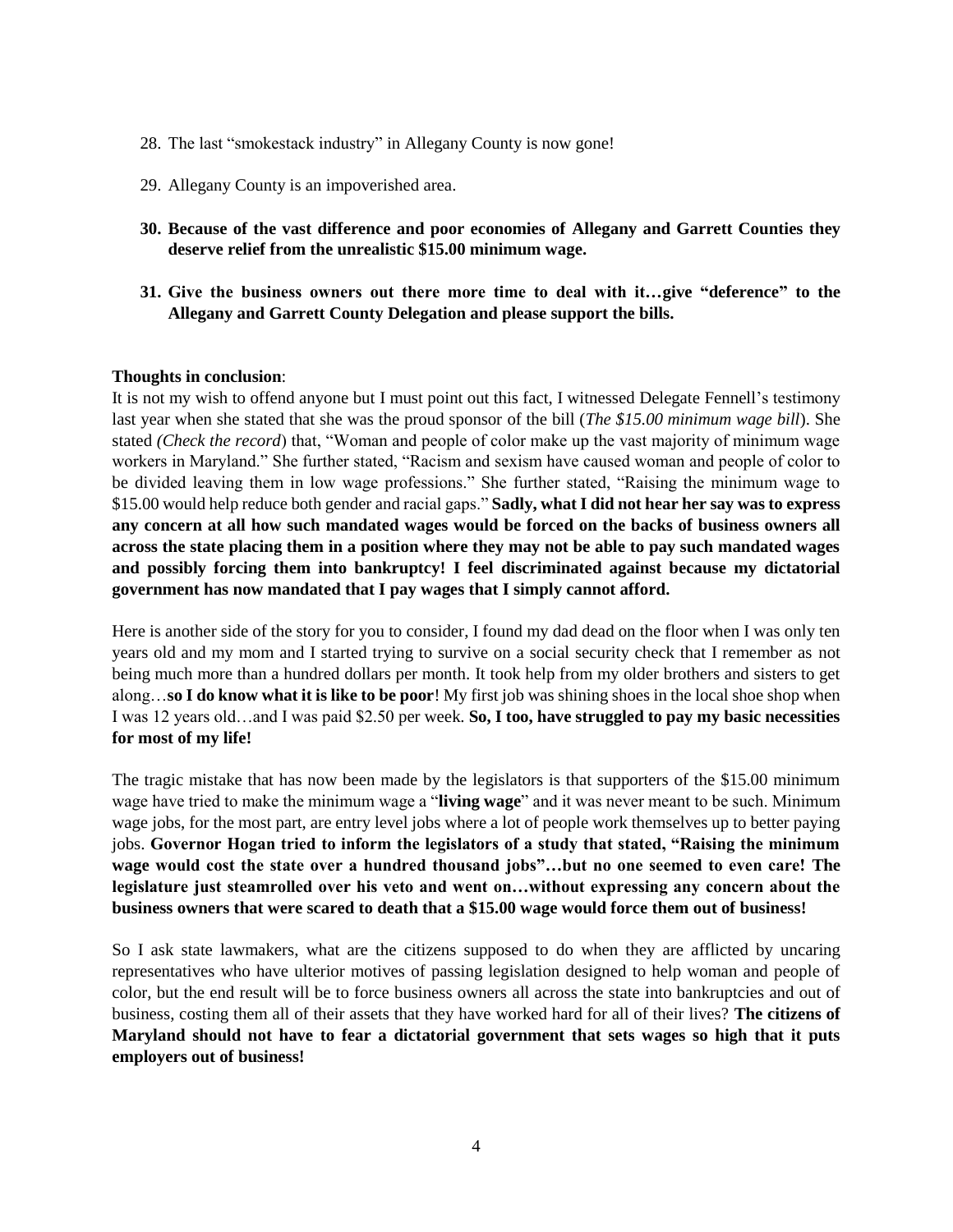28. The last "smokestack industry" in Allegany County is now gone!

29. Allegany County is an impoverished area.

30. **Because of the vast difference and poor economies of Allegany and Garrett Counties they deserve relief from the unrealistic $15.00 minimum wage.**

31. **Give the business owners out there more time to deal with it…give "deference" to the Allegany and Garrett County Delegation and please support the bills.**

**Thoughts in conclusion**:

It is not my wish to offend anyone but I must point out this fact, I witnessed Delegate Fennell's testimony last year when she stated that she was the proud sponsor of the bill (*The $15.00 minimum wage bill*). She stated *(Check the record*) that, "Woman and people of color make up the vast majority of minimum wage workers in Maryland." She further stated, "Racism and sexism have caused woman and people of color to be divided leaving them in low wage professions." She further stated, "Raising the minimum wage to $15.00 would help reduce both gender and racial gaps." **Sadly, what I did not hear her say was to express any concern at all how such mandated wages would be forced on the backs of business owners all across the state placing them in a position where they may not be able to pay such mandated wages and possibly forcing them into bankruptcy! I feel discriminated against because my dictatorial government has now mandated that I pay wages that I simply cannot afford.**

Here is another side of the story for you to consider, I found my dad dead on the floor when I was only ten years old and my mom and I started trying to survive on a social security check that I remember as not being much more than a hundred dollars per month. It took help from my older brothers and sisters to get along…**so I do know what it is like to be poor**! My first job was shining shoes in the local shoe shop when I was 12 years old…and I was paid $2.50 per week. **So, I too, have struggled to pay my basic necessities for most of my life!**

The tragic mistake that has now been made by the legislators is that supporters of the $15.00 minimum wage have tried to make the minimum wage a "**living wage**" and it was never meant to be such. Minimum wage jobs, for the most part, are entry level jobs where a lot of people work themselves up to better paying jobs. **Governor Hogan tried to inform the legislators of a study that stated, "Raising the minimum wage would cost the state over a hundred thousand jobs"…but no one seemed to even care! The legislature just steamrolled over his veto and went on…without expressing any concern about the business owners that were scared to death that a $15.00 wage would force them out of business!**

So I ask state lawmakers, what are the citizens supposed to do when they are afflicted by uncaring representatives who have ulterior motives of passing legislation designed to help woman and people of color, but the end result will be to force business owners all across the state into bankruptcies and out of business, costing them all of their assets that they have worked hard for all of their lives? **The citizens of Maryland should not have to fear a dictatorial government that sets wages so high that it puts employers out of business!**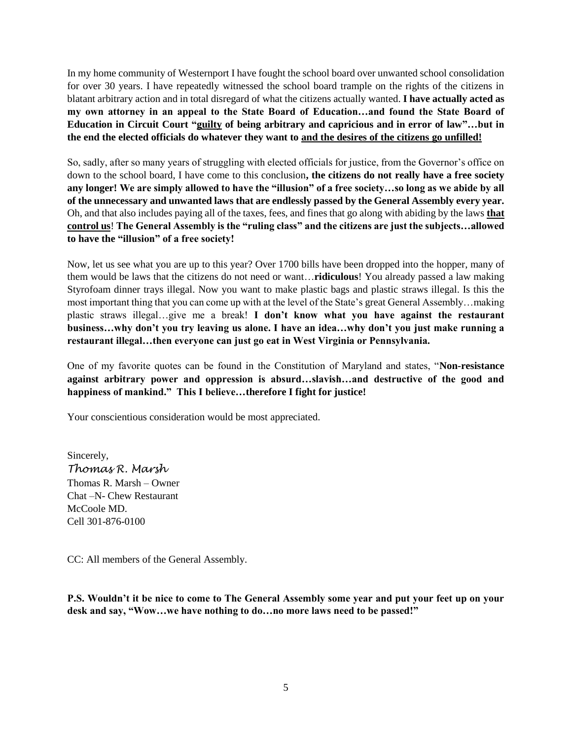In my home community of Westernport I have fought the school board over unwanted school consolidation for over 30 years. I have repeatedly witnessed the school board trample on the rights of the citizens in blatant arbitrary action and in total disregard of what the citizens actually wanted. **I have actually acted as my own attorney in an appeal to the State Board of Education…and found the State Board of Education in Circuit Court "<u>guilty</u> of being arbitrary and capricious and in error of law"…but in the end the elected officials do whatever they want to <u>and the desires of the citizens go unfilled!</u>**

So, sadly, after so many years of struggling with elected officials for justice, from the Governor's office on down to the school board, I have come to this conclusion**, the citizens do not really have a free society any longer! We are simply allowed to have the "illusion" of a free society…so long as we abide by all of the unnecessary and unwanted laws that are endlessly passed by the General Assembly every year.** Oh, and that also includes paying all of the taxes, fees, and fines that go along with abiding by the laws **<u>that control us</u>**! **The General Assembly is the "ruling class" and the citizens are just the subjects…allowed to have the "illusion" of a free society!**

Now, let us see what you are up to this year? Over 1700 bills have been dropped into the hopper, many of them would be laws that the citizens do not need or want…**ridiculous**! You already passed a law making Styrofoam dinner trays illegal. Now you want to make plastic bags and plastic straws illegal. Is this the most important thing that you can come up with at the level of the State's great General Assembly…making plastic straws illegal…give me a break! **I don't know what you have against the restaurant business…why don't you try leaving us alone. I have an idea…why don't you just make running a restaurant illegal…then everyone can just go eat in West Virginia or Pennsylvania.**

One of my favorite quotes can be found in the Constitution of Maryland and states, "**Non-resistance against arbitrary power and oppression is absurd…slavish…and destructive of the good and happiness of mankind." This I believe…therefore I fight for justice!**

Your conscientious consideration would be most appreciated.

Sincerely,
*Thomas R. Marsh*
Thomas R. Marsh – Owner
Chat –N- Chew Restaurant
McCoole MD.
Cell 301-876-0100

CC: All members of the General Assembly.

**P.S. Wouldn't it be nice to come to The General Assembly some year and put your feet up on your desk and say, "Wow…we have nothing to do…no more laws need to be passed!"**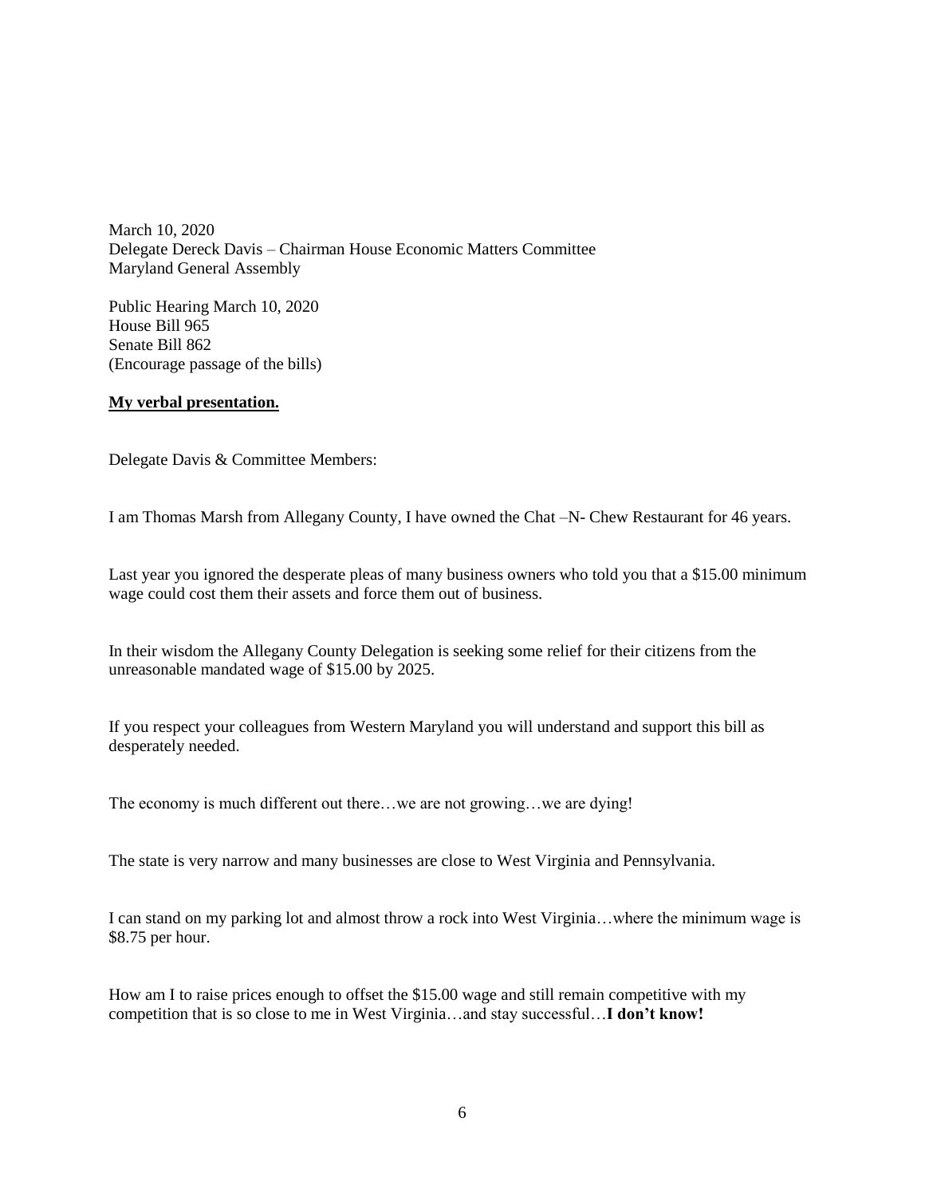March 10, 2020
Delegate Dereck Davis – Chairman House Economic Matters Committee
Maryland General Assembly

Public Hearing March 10, 2020
House Bill 965
Senate Bill 862
(Encourage passage of the bills)

**<u>My verbal presentation.</u>**

Delegate Davis & Committee Members:

I am Thomas Marsh from Allegany County, I have owned the Chat –N- Chew Restaurant for 46 years.

Last year you ignored the desperate pleas of many business owners who told you that a $15.00 minimum wage could cost them their assets and force them out of business.

In their wisdom the Allegany County Delegation is seeking some relief for their citizens from the unreasonable mandated wage of $15.00 by 2025.

If you respect your colleagues from Western Maryland you will understand and support this bill as desperately needed.

The economy is much different out there…we are not growing…we are dying!

The state is very narrow and many businesses are close to West Virginia and Pennsylvania.

I can stand on my parking lot and almost throw a rock into West Virginia…where the minimum wage is $8.75 per hour.

How am I to raise prices enough to offset the $15.00 wage and still remain competitive with my competition that is so close to me in West Virginia…and stay successful…**I don't know!**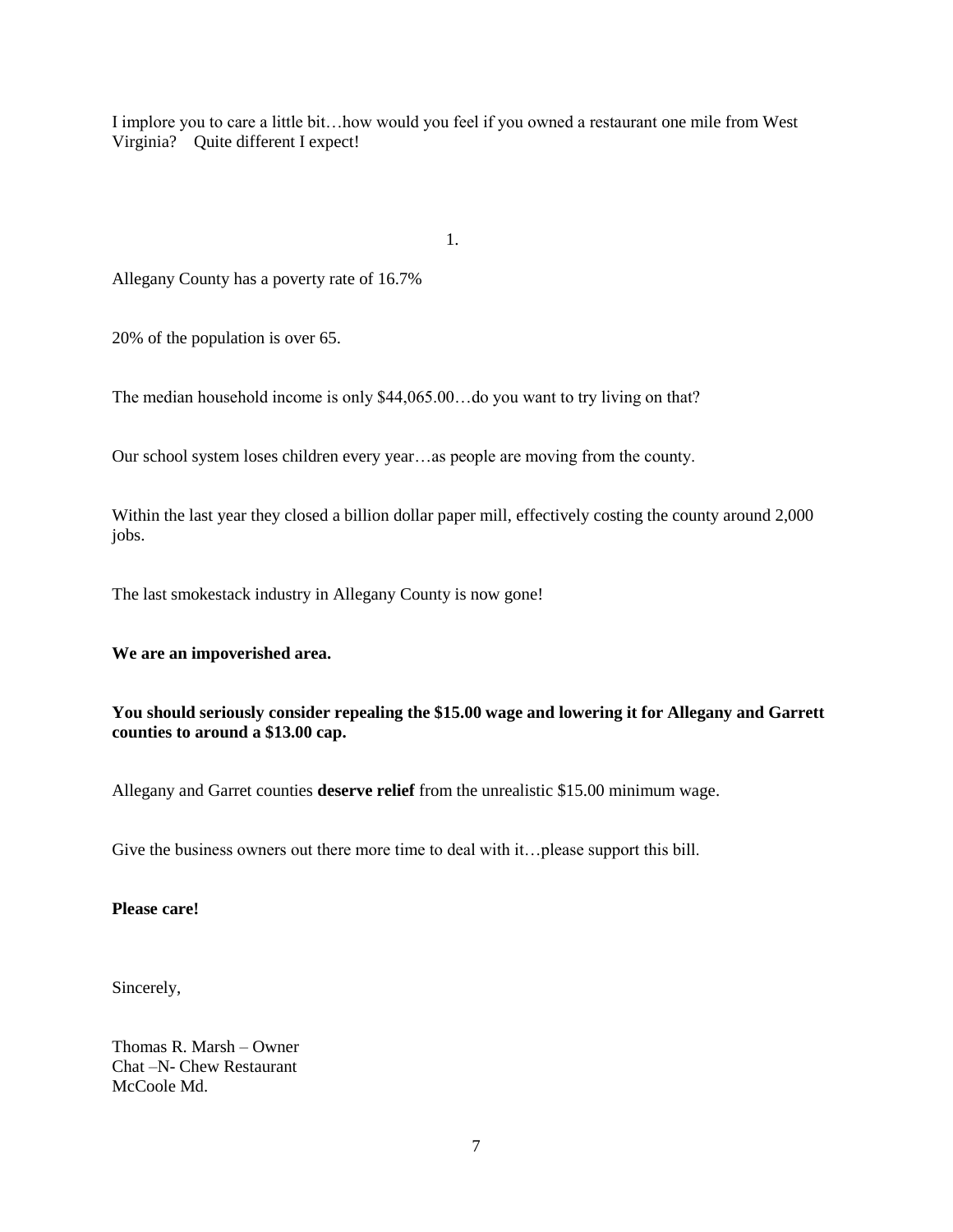I implore you to care a little bit…how would you feel if you owned a restaurant one mile from West Virginia? Quite different I expect!

1.

Allegany County has a poverty rate of 16.7%

20% of the population is over 65.

The median household income is only $44,065.00…do you want to try living on that?

Our school system loses children every year…as people are moving from the county.

Within the last year they closed a billion dollar paper mill, effectively costing the county around 2,000 jobs.

The last smokestack industry in Allegany County is now gone!

**We are an impoverished area.**

**You should seriously consider repealing the $15.00 wage and lowering it for Allegany and Garrett counties to around a $13.00 cap.**

Allegany and Garret counties **deserve relief** from the unrealistic $15.00 minimum wage.

Give the business owners out there more time to deal with it…please support this bill.

**Please care!**

Sincerely,

Thomas R. Marsh – Owner
Chat –N- Chew Restaurant
McCoole Md.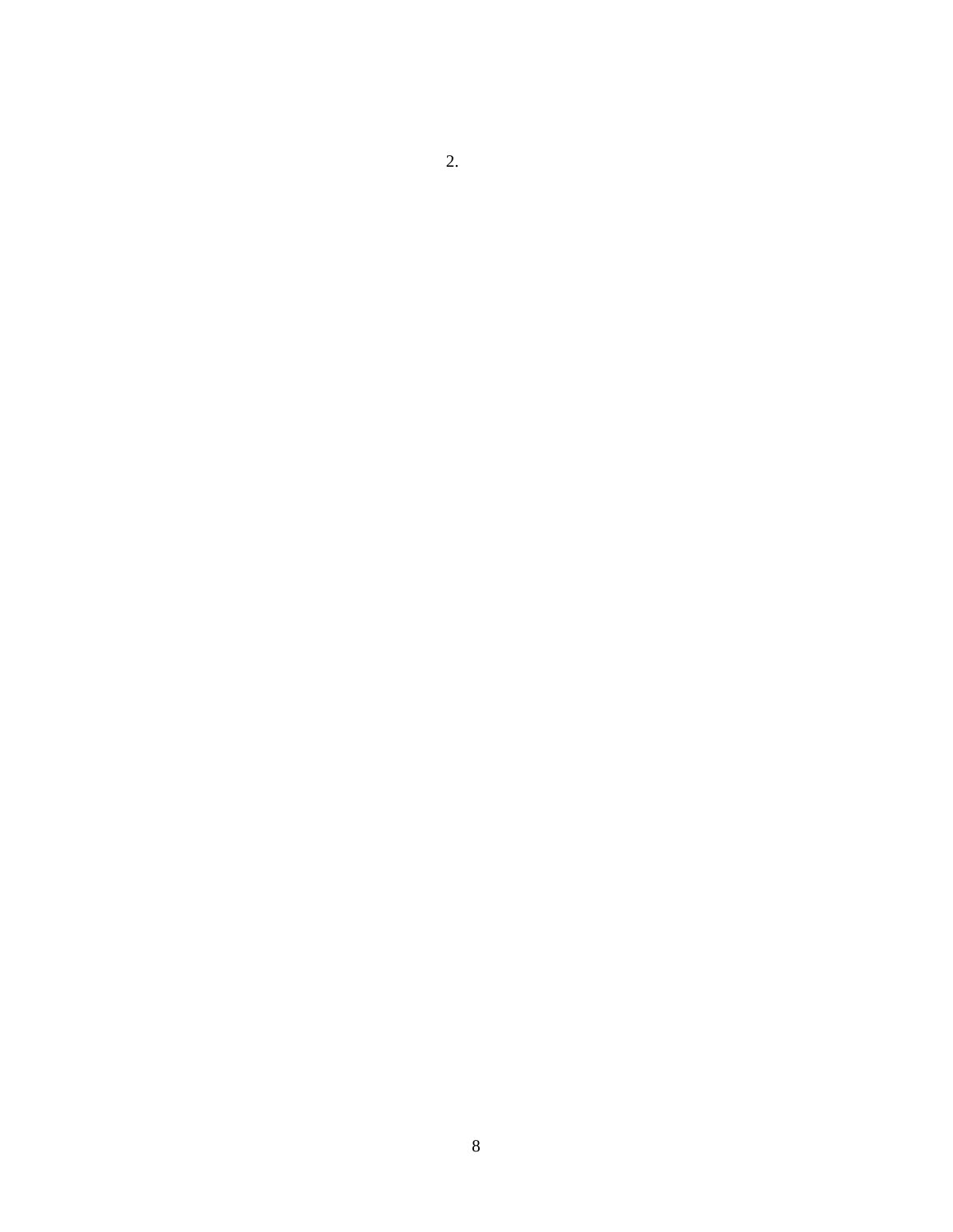2.